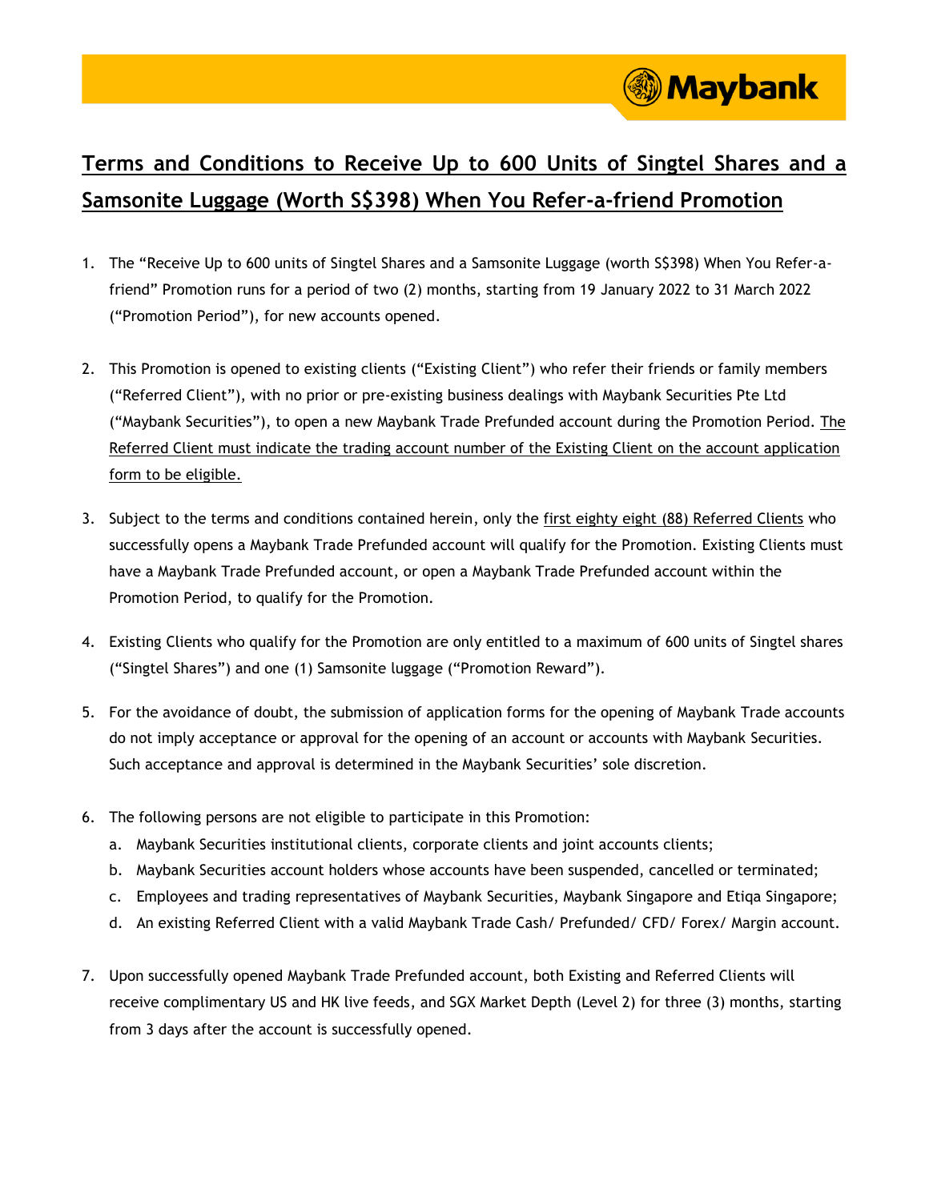# Terms and Conditions to Receive Up to 600 Units of Singtel Shares and a Samsonite Luggage (Worth S$398) When You Refer-a-friend Promotion

1. The "Receive Up to 600 units of Singtel Shares and a Samsonite Luggage (worth S$398) When You Refer-a-friend" Promotion runs for a period of two (2) months, starting from 19 January 2022 to 31 March 2022 ("Promotion Period"), for new accounts opened.

2. This Promotion is opened to existing clients ("Existing Client") who refer their friends or family members ("Referred Client"), with no prior or pre-existing business dealings with Maybank Securities Pte Ltd ("Maybank Securities"), to open a new Maybank Trade Prefunded account during the Promotion Period. <u>The Referred Client must indicate the trading account number of the Existing Client on the account application form to be eligible.</u>

3. Subject to the terms and conditions contained herein, only the <u>first eighty eight (88) Referred Clients</u> who successfully opens a Maybank Trade Prefunded account will qualify for the Promotion. Existing Clients must have a Maybank Trade Prefunded account, or open a Maybank Trade Prefunded account within the Promotion Period, to qualify for the Promotion.

4. Existing Clients who qualify for the Promotion are only entitled to a maximum of 600 units of Singtel shares ("Singtel Shares") and one (1) Samsonite luggage ("Promotion Reward").

5. For the avoidance of doubt, the submission of application forms for the opening of Maybank Trade accounts do not imply acceptance or approval for the opening of an account or accounts with Maybank Securities. Such acceptance and approval is determined in the Maybank Securities' sole discretion.

6. The following persons are not eligible to participate in this Promotion:
   a. Maybank Securities institutional clients, corporate clients and joint accounts clients;
   b. Maybank Securities account holders whose accounts have been suspended, cancelled or terminated;
   c. Employees and trading representatives of Maybank Securities, Maybank Singapore and Etiqa Singapore;
   d. An existing Referred Client with a valid Maybank Trade Cash/ Prefunded/ CFD/ Forex/ Margin account.

7. Upon successfully opened Maybank Trade Prefunded account, both Existing and Referred Clients will receive complimentary US and HK live feeds, and SGX Market Depth (Level 2) for three (3) months, starting from 3 days after the account is successfully opened.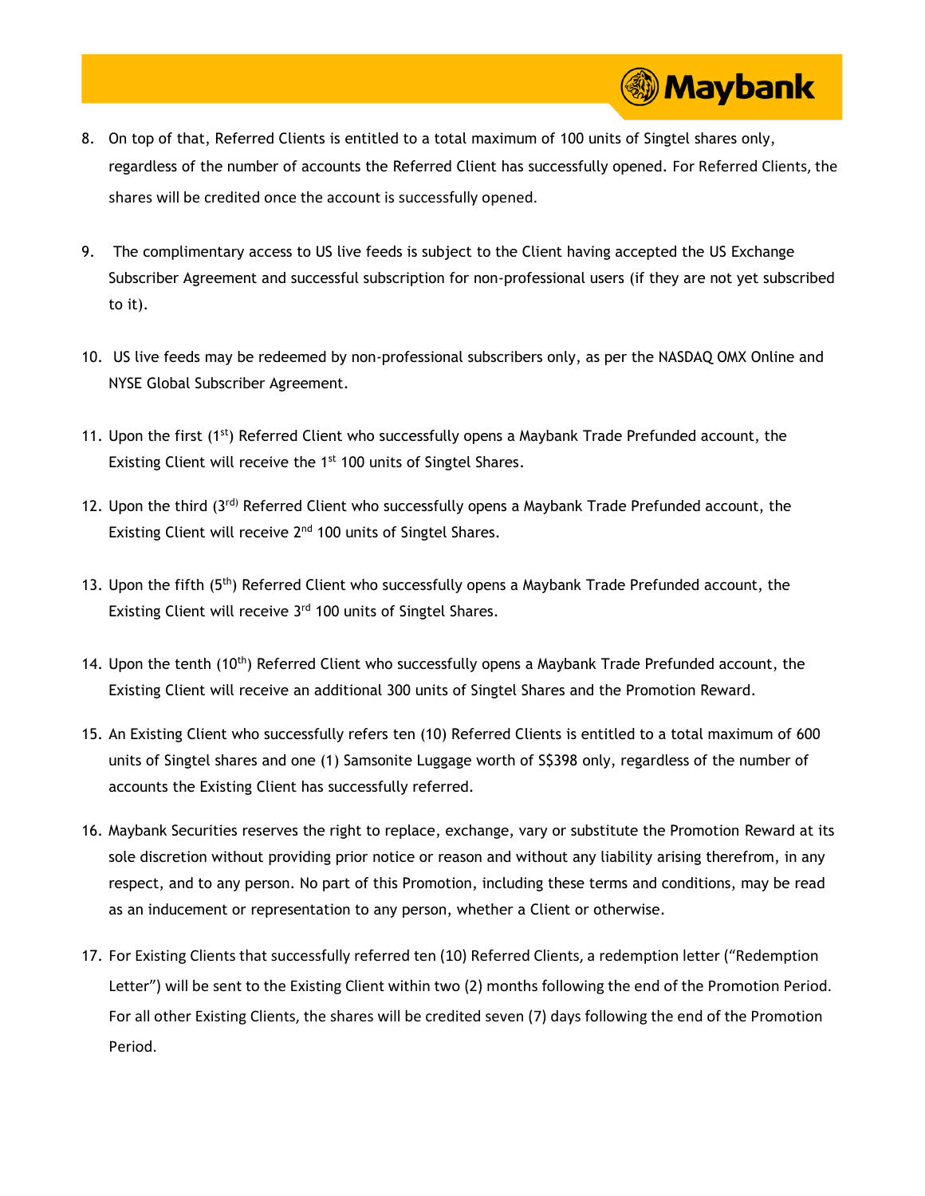8. On top of that, Referred Clients is entitled to a total maximum of 100 units of Singtel shares only, regardless of the number of accounts the Referred Client has successfully opened. For Referred Clients, the shares will be credited once the account is successfully opened.

9. The complimentary access to US live feeds is subject to the Client having accepted the US Exchange Subscriber Agreement and successful subscription for non-professional users (if they are not yet subscribed to it).

10. US live feeds may be redeemed by non-professional subscribers only, as per the NASDAQ OMX Online and NYSE Global Subscriber Agreement.

11. Upon the first (1st) Referred Client who successfully opens a Maybank Trade Prefunded account, the Existing Client will receive the 1st 100 units of Singtel Shares.

12. Upon the third (3rd) Referred Client who successfully opens a Maybank Trade Prefunded account, the Existing Client will receive 2nd 100 units of Singtel Shares.

13. Upon the fifth (5th) Referred Client who successfully opens a Maybank Trade Prefunded account, the Existing Client will receive 3rd 100 units of Singtel Shares.

14. Upon the tenth (10th) Referred Client who successfully opens a Maybank Trade Prefunded account, the Existing Client will receive an additional 300 units of Singtel Shares and the Promotion Reward.

15. An Existing Client who successfully refers ten (10) Referred Clients is entitled to a total maximum of 600 units of Singtel shares and one (1) Samsonite Luggage worth of S$398 only, regardless of the number of accounts the Existing Client has successfully referred.

16. Maybank Securities reserves the right to replace, exchange, vary or substitute the Promotion Reward at its sole discretion without providing prior notice or reason and without any liability arising therefrom, in any respect, and to any person. No part of this Promotion, including these terms and conditions, may be read as an inducement or representation to any person, whether a Client or otherwise.

17. For Existing Clients that successfully referred ten (10) Referred Clients, a redemption letter ("Redemption Letter") will be sent to the Existing Client within two (2) months following the end of the Promotion Period. For all other Existing Clients, the shares will be credited seven (7) days following the end of the Promotion Period.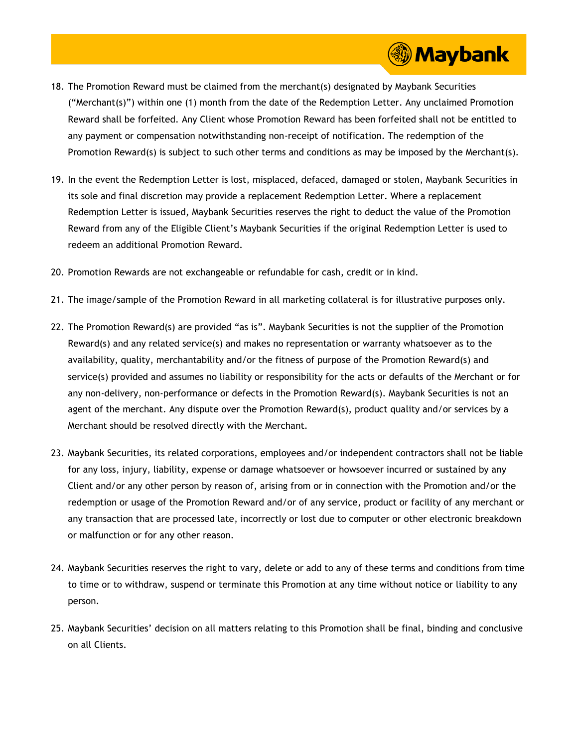18. The Promotion Reward must be claimed from the merchant(s) designated by Maybank Securities ("Merchant(s)") within one (1) month from the date of the Redemption Letter. Any unclaimed Promotion Reward shall be forfeited. Any Client whose Promotion Reward has been forfeited shall not be entitled to any payment or compensation notwithstanding non-receipt of notification. The redemption of the Promotion Reward(s) is subject to such other terms and conditions as may be imposed by the Merchant(s).

19. In the event the Redemption Letter is lost, misplaced, defaced, damaged or stolen, Maybank Securities in its sole and final discretion may provide a replacement Redemption Letter. Where a replacement Redemption Letter is issued, Maybank Securities reserves the right to deduct the value of the Promotion Reward from any of the Eligible Client's Maybank Securities if the original Redemption Letter is used to redeem an additional Promotion Reward.

20. Promotion Rewards are not exchangeable or refundable for cash, credit or in kind.

21. The image/sample of the Promotion Reward in all marketing collateral is for illustrative purposes only.

22. The Promotion Reward(s) are provided "as is". Maybank Securities is not the supplier of the Promotion Reward(s) and any related service(s) and makes no representation or warranty whatsoever as to the availability, quality, merchantability and/or the fitness of purpose of the Promotion Reward(s) and service(s) provided and assumes no liability or responsibility for the acts or defaults of the Merchant or for any non-delivery, non-performance or defects in the Promotion Reward(s). Maybank Securities is not an agent of the merchant. Any dispute over the Promotion Reward(s), product quality and/or services by a Merchant should be resolved directly with the Merchant.

23. Maybank Securities, its related corporations, employees and/or independent contractors shall not be liable for any loss, injury, liability, expense or damage whatsoever or howsoever incurred or sustained by any Client and/or any other person by reason of, arising from or in connection with the Promotion and/or the redemption or usage of the Promotion Reward and/or of any service, product or facility of any merchant or any transaction that are processed late, incorrectly or lost due to computer or other electronic breakdown or malfunction or for any other reason.

24. Maybank Securities reserves the right to vary, delete or add to any of these terms and conditions from time to time or to withdraw, suspend or terminate this Promotion at any time without notice or liability to any person.

25. Maybank Securities' decision on all matters relating to this Promotion shall be final, binding and conclusive on all Clients.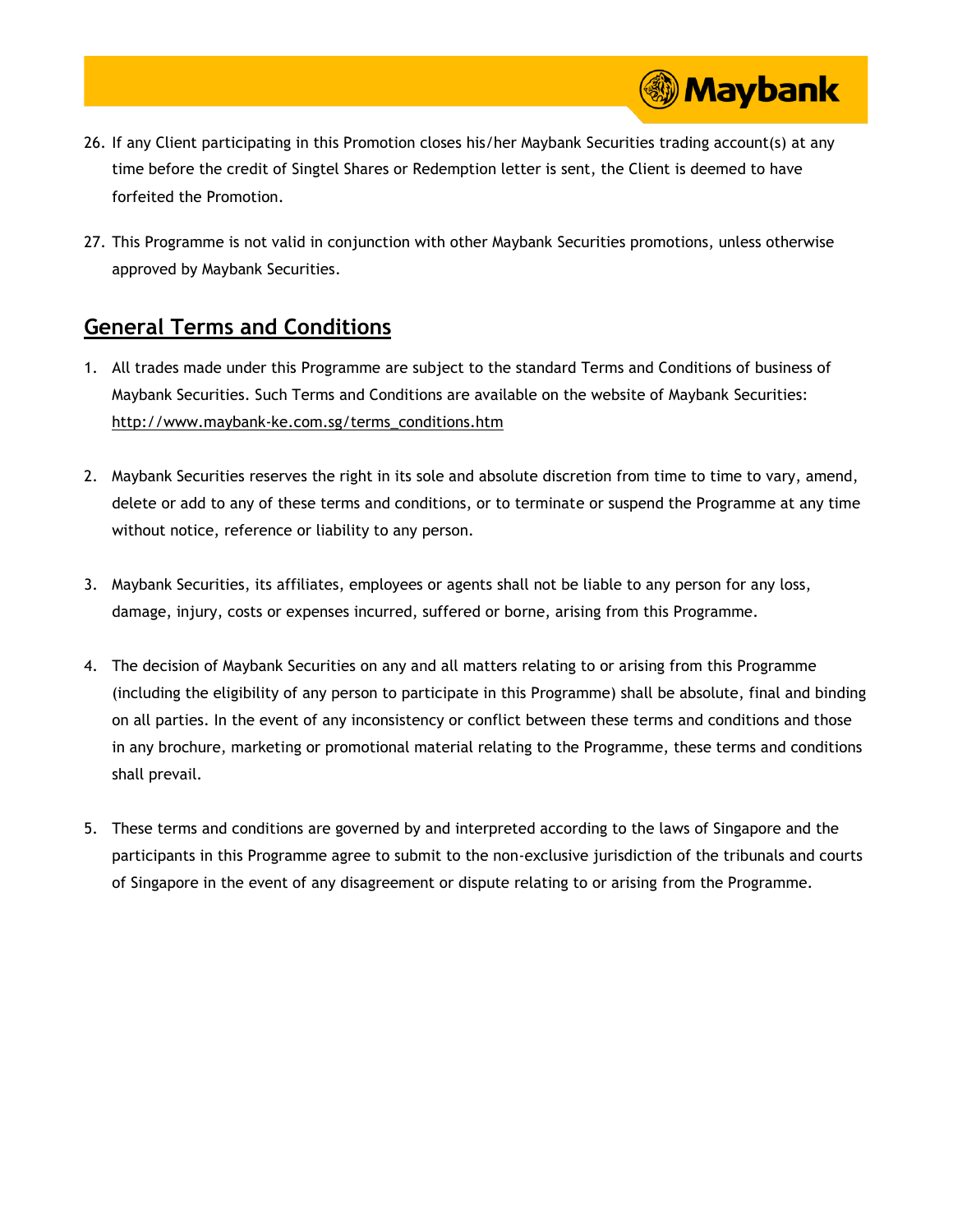26. If any Client participating in this Promotion closes his/her Maybank Securities trading account(s) at any time before the credit of Singtel Shares or Redemption letter is sent, the Client is deemed to have forfeited the Promotion.

27. This Programme is not valid in conjunction with other Maybank Securities promotions, unless otherwise approved by Maybank Securities.

## General Terms and Conditions

1. All trades made under this Programme are subject to the standard Terms and Conditions of business of Maybank Securities. Such Terms and Conditions are available on the website of Maybank Securities: http://www.maybank-ke.com.sg/terms_conditions.htm

2. Maybank Securities reserves the right in its sole and absolute discretion from time to time to vary, amend, delete or add to any of these terms and conditions, or to terminate or suspend the Programme at any time without notice, reference or liability to any person.

3. Maybank Securities, its affiliates, employees or agents shall not be liable to any person for any loss, damage, injury, costs or expenses incurred, suffered or borne, arising from this Programme.

4. The decision of Maybank Securities on any and all matters relating to or arising from this Programme (including the eligibility of any person to participate in this Programme) shall be absolute, final and binding on all parties. In the event of any inconsistency or conflict between these terms and conditions and those in any brochure, marketing or promotional material relating to the Programme, these terms and conditions shall prevail.

5. These terms and conditions are governed by and interpreted according to the laws of Singapore and the participants in this Programme agree to submit to the non-exclusive jurisdiction of the tribunals and courts of Singapore in the event of any disagreement or dispute relating to or arising from the Programme.